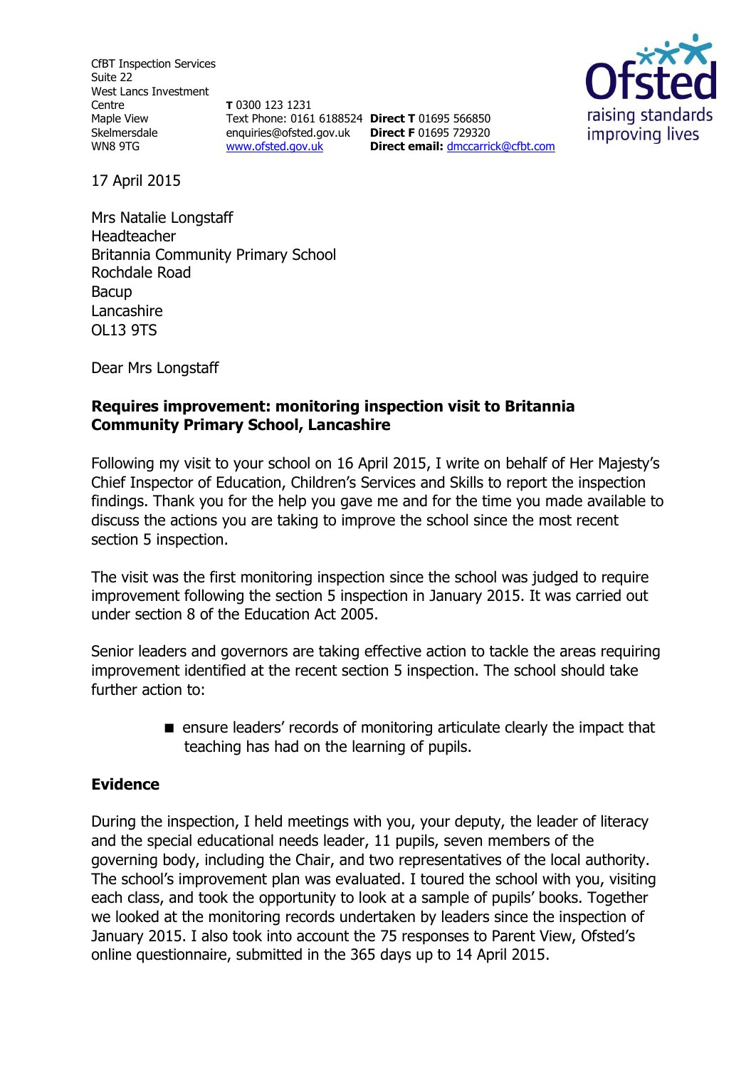CfBT Inspection Services
Suite 22
West Lancs Investment Centre
Maple View
Skelmersdale
WN8 9TG

**T** 0300 123 1231
Text Phone: 0161 6188524
enquiries@ofsted.gov.uk
www.ofsted.gov.uk

**Direct T** 01695 566850
**Direct F** 01695 729320
**Direct email:** dmccarrick@cfbt.com

Ofsted
raising standards
improving lives

17 April 2015

Mrs Natalie Longstaff
Headteacher
Britannia Community Primary School
Rochdale Road
Bacup
Lancashire
OL13 9TS

Dear Mrs Longstaff

**Requires improvement: monitoring inspection visit to Britannia Community Primary School, Lancashire**

Following my visit to your school on 16 April 2015, I write on behalf of Her Majesty's Chief Inspector of Education, Children's Services and Skills to report the inspection findings. Thank you for the help you gave me and for the time you made available to discuss the actions you are taking to improve the school since the most recent section 5 inspection.

The visit was the first monitoring inspection since the school was judged to require improvement following the section 5 inspection in January 2015. It was carried out under section 8 of the Education Act 2005.

Senior leaders and governors are taking effective action to tackle the areas requiring improvement identified at the recent section 5 inspection. The school should take further action to:

- ensure leaders' records of monitoring articulate clearly the impact that teaching has had on the learning of pupils.

## Evidence

During the inspection, I held meetings with you, your deputy, the leader of literacy and the special educational needs leader, 11 pupils, seven members of the governing body, including the Chair, and two representatives of the local authority. The school's improvement plan was evaluated. I toured the school with you, visiting each class, and took the opportunity to look at a sample of pupils' books. Together we looked at the monitoring records undertaken by leaders since the inspection of January 2015. I also took into account the 75 responses to Parent View, Ofsted's online questionnaire, submitted in the 365 days up to 14 April 2015.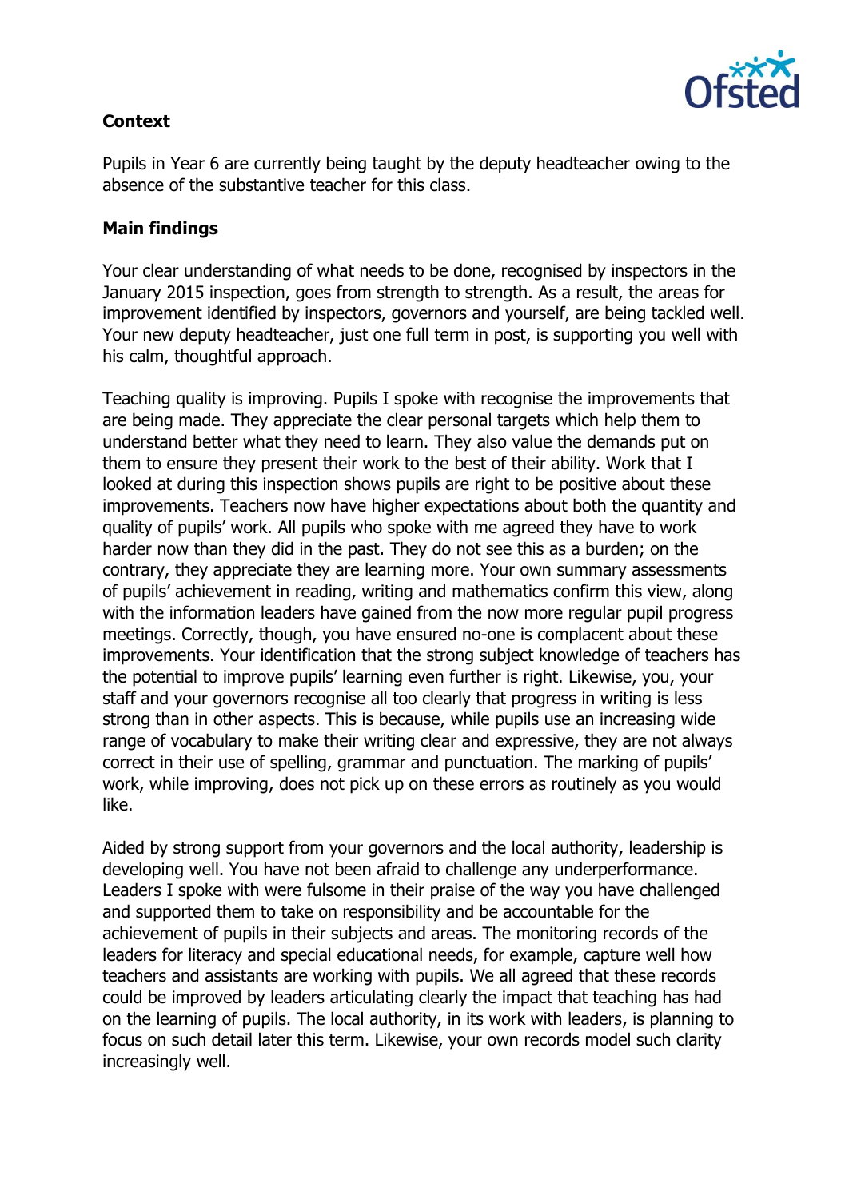**Context**

Pupils in Year 6 are currently being taught by the deputy headteacher owing to the absence of the substantive teacher for this class.

**Main findings**

Your clear understanding of what needs to be done, recognised by inspectors in the January 2015 inspection, goes from strength to strength. As a result, the areas for improvement identified by inspectors, governors and yourself, are being tackled well. Your new deputy headteacher, just one full term in post, is supporting you well with his calm, thoughtful approach.

Teaching quality is improving. Pupils I spoke with recognise the improvements that are being made. They appreciate the clear personal targets which help them to understand better what they need to learn. They also value the demands put on them to ensure they present their work to the best of their ability. Work that I looked at during this inspection shows pupils are right to be positive about these improvements. Teachers now have higher expectations about both the quantity and quality of pupils' work. All pupils who spoke with me agreed they have to work harder now than they did in the past. They do not see this as a burden; on the contrary, they appreciate they are learning more. Your own summary assessments of pupils' achievement in reading, writing and mathematics confirm this view, along with the information leaders have gained from the now more regular pupil progress meetings. Correctly, though, you have ensured no-one is complacent about these improvements. Your identification that the strong subject knowledge of teachers has the potential to improve pupils' learning even further is right. Likewise, you, your staff and your governors recognise all too clearly that progress in writing is less strong than in other aspects. This is because, while pupils use an increasing wide range of vocabulary to make their writing clear and expressive, they are not always correct in their use of spelling, grammar and punctuation. The marking of pupils' work, while improving, does not pick up on these errors as routinely as you would like.

Aided by strong support from your governors and the local authority, leadership is developing well. You have not been afraid to challenge any underperformance. Leaders I spoke with were fulsome in their praise of the way you have challenged and supported them to take on responsibility and be accountable for the achievement of pupils in their subjects and areas. The monitoring records of the leaders for literacy and special educational needs, for example, capture well how teachers and assistants are working with pupils. We all agreed that these records could be improved by leaders articulating clearly the impact that teaching has had on the learning of pupils. The local authority, in its work with leaders, is planning to focus on such detail later this term. Likewise, your own records model such clarity increasingly well.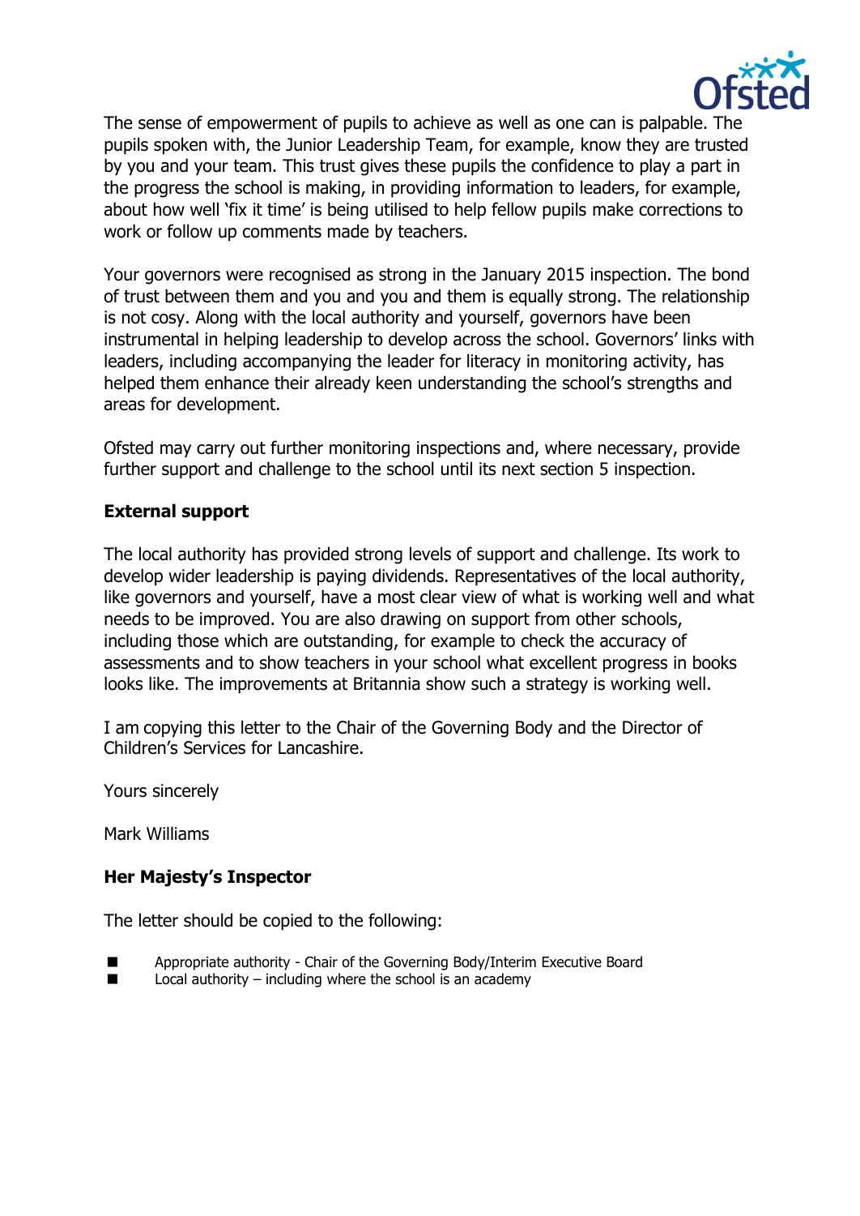The sense of empowerment of pupils to achieve as well as one can is palpable. The pupils spoken with, the Junior Leadership Team, for example, know they are trusted by you and your team. This trust gives these pupils the confidence to play a part in the progress the school is making, in providing information to leaders, for example, about how well 'fix it time' is being utilised to help fellow pupils make corrections to work or follow up comments made by teachers.

Your governors were recognised as strong in the January 2015 inspection. The bond of trust between them and you and you and them is equally strong. The relationship is not cosy. Along with the local authority and yourself, governors have been instrumental in helping leadership to develop across the school. Governors' links with leaders, including accompanying the leader for literacy in monitoring activity, has helped them enhance their already keen understanding the school's strengths and areas for development.

Ofsted may carry out further monitoring inspections and, where necessary, provide further support and challenge to the school until its next section 5 inspection.

**External support**

The local authority has provided strong levels of support and challenge. Its work to develop wider leadership is paying dividends. Representatives of the local authority, like governors and yourself, have a most clear view of what is working well and what needs to be improved. You are also drawing on support from other schools, including those which are outstanding, for example to check the accuracy of assessments and to show teachers in your school what excellent progress in books looks like. The improvements at Britannia show such a strategy is working well.

I am copying this letter to the Chair of the Governing Body and the Director of Children's Services for Lancashire.

Yours sincerely

Mark Williams

**Her Majesty's Inspector**

The letter should be copied to the following:

- Appropriate authority - Chair of the Governing Body/Interim Executive Board
- Local authority – including where the school is an academy